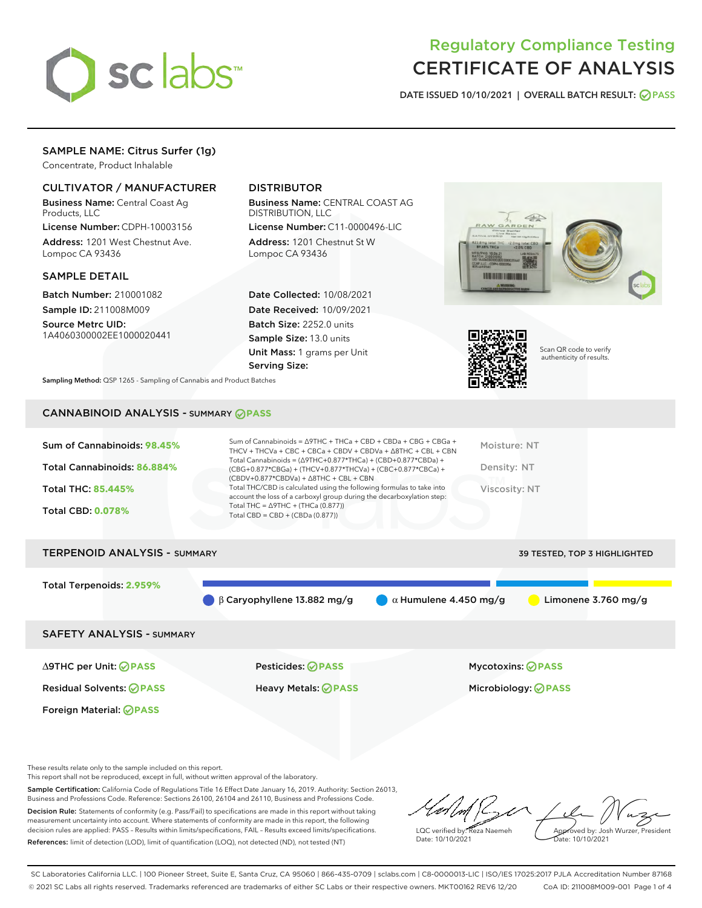# Regulatory Compliance Testing
# CERTIFICATE OF ANALYSIS

DATE ISSUED 10/10/2021 | OVERALL BATCH RESULT: PASS

## SAMPLE NAME: Citrus Surfer (1g)

Concentrate, Product Inhalable

### CULTIVATOR / MANUFACTURER

**Business Name:** Central Coast Ag Products, LLC

**License Number:** CDPH-10003156

**Address:** 1201 West Chestnut Ave. Lompoc CA 93436

### DISTRIBUTOR

**Business Name:** CENTRAL COAST AG DISTRIBUTION, LLC

**License Number:** C11-0000496-LIC

**Address:** 1201 Chestnut St W Lompoc CA 93436

### SAMPLE DETAIL

**Batch Number:** 210001082

**Sample ID:** 211008M009

**Source Metrc UID:** 1A4060300002EE1000020441

**Date Collected:** 10/08/2021

**Date Received:** 10/09/2021

**Batch Size:** 2252.0 units

**Sample Size:** 13.0 units

**Unit Mass:** 1 grams per Unit

**Serving Size:**

Scan QR code to verify authenticity of results.

**Sampling Method:** QSP 1265 - Sampling of Cannabis and Product Batches

## CANNABINOID ANALYSIS - SUMMARY PASS

Sum of Cannabinoids: **98.45%**

Total Cannabinoids: **86.884%**

Total THC: **85.445%**

Total CBD: **0.078%**

Sum of Cannabinoids = Δ9THC + THCa + CBD + CBDa + CBG + CBGa + THCV + THCVa + CBC + CBCa + CBDV + CBDVa + Δ8THC + CBL + CBN

Total Cannabinoids = (Δ9THC+0.877*THCa) + (CBD+0.877*CBDa) + (CBG+0.877*CBGa) + (THCV+0.877*THCVa) + (CBC+0.877*CBCa) + (CBDV+0.877*CBDVa) + Δ8THC + CBL + CBN

Total THC/CBD is calculated using the following formulas to take into account the loss of a carboxyl group during the decarboxylation step:

Total THC = Δ9THC + (THCa (0.877))

Total CBD = CBD + (CBDa (0.877))

Moisture: NT

Density: NT

Viscosity: NT

## TERPENOID ANALYSIS - SUMMARY

39 TESTED, TOP 3 HIGHLIGHTED

Total Terpenoids: **2.959%**

β Caryophyllene 13.882 mg/g | α Humulene 4.450 mg/g | Limonene 3.760 mg/g

## SAFETY ANALYSIS - SUMMARY

| | | |
|---|---|---|
| Δ9THC per Unit: PASS | Pesticides: PASS | Mycotoxins: PASS |
| Residual Solvents: PASS | Heavy Metals: PASS | Microbiology: PASS |
| Foreign Material: PASS | | |

These results relate only to the sample included on this report.
This report shall not be reproduced, except in full, without written approval of the laboratory.

**Sample Certification:** California Code of Regulations Title 16 Effect Date January 16, 2019. Authority: Section 26013, Business and Professions Code. Reference: Sections 26100, 26104 and 26110, Business and Professions Code.

**Decision Rule:** Statements of conformity (e.g. Pass/Fail) to specifications are made in this report without taking measurement uncertainty into account. Where statements of conformity are made in this report, the following decision rules are applied: PASS – Results within limits/specifications, FAIL – Results exceed limits/specifications.

**References:** limit of detection (LOD), limit of quantification (LOQ), not detected (ND), not tested (NT)

LQC verified by: Reza Naemeh
Date: 10/10/2021

Approved by: Josh Wurzer, President
Date: 10/10/2021

SC Laboratories California LLC. | 100 Pioneer Street, Suite E, Santa Cruz, CA 95060 | 866-435-0709 | sclabs.com | C8-0000013-LIC | ISO/IES 17025:2017 PJLA Accreditation Number 87168
© 2021 SC Labs all rights reserved. Trademarks referenced are trademarks of either SC Labs or their respective owners. MKT00162 REV6 12/20 CoA ID: 211008M009-001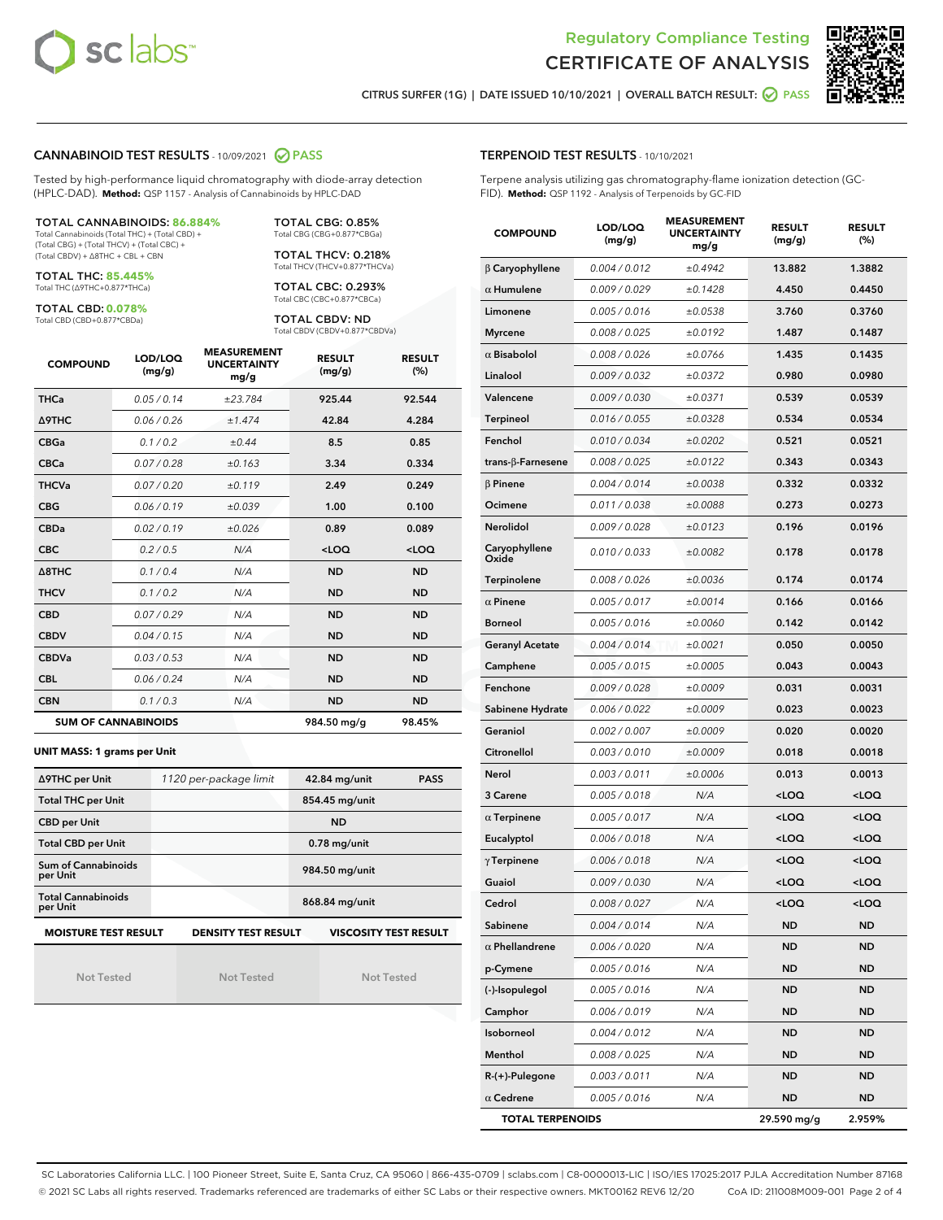Regulatory Compliance Testing

# CERTIFICATE OF ANALYSIS

CITRUS SURFER (1G) | DATE ISSUED 10/10/2021 | OVERALL BATCH RESULT: PASS

## CANNABINOID TEST RESULTS - 10/09/2021 PASS

Tested by high-performance liquid chromatography with diode-array detection (HPLC-DAD). **Method:** QSP 1157 - Analysis of Cannabinoids by HPLC-DAD

**TOTAL CANNABINOIDS: 86.884%**
Total Cannabinoids (Total THC) + (Total CBD) + (Total CBG) + (Total THCV) + (Total CBC) + (Total CBDV) + Δ8THC + CBL + CBN

**TOTAL THC: 85.445%**
Total THC (Δ9THC+0.877*THCa)

**TOTAL CBD: 0.078%**
Total CBD (CBD+0.877*CBDa)

**TOTAL CBG: 0.85%**
Total CBG (CBG+0.877*CBGa)

**TOTAL THCV: 0.218%**
Total THCV (THCV+0.877*THCVa)

**TOTAL CBC: 0.293%**
Total CBC (CBC+0.877*CBCa)

**TOTAL CBDV: ND**
Total CBDV (CBDV+0.877*CBDVa)

| COMPOUND | LOD/LOQ (mg/g) | MEASUREMENT UNCERTAINTY mg/g | RESULT (mg/g) | RESULT (%) |
|---|---|---|---|---|
| THCa | 0.05 / 0.14 | ±23.784 | 925.44 | 92.544 |
| Δ9THC | 0.06 / 0.26 | ±1.474 | 42.84 | 4.284 |
| CBGa | 0.1 / 0.2 | ±0.44 | 8.5 | 0.85 |
| CBCa | 0.07 / 0.28 | ±0.163 | 3.34 | 0.334 |
| THCVa | 0.07 / 0.20 | ±0.119 | 2.49 | 0.249 |
| CBG | 0.06 / 0.19 | ±0.039 | 1.00 | 0.100 |
| CBDa | 0.02 / 0.19 | ±0.026 | 0.89 | 0.089 |
| CBC | 0.2 / 0.5 | N/A | <LOQ | <LOQ |
| Δ8THC | 0.1 / 0.4 | N/A | ND | ND |
| THCV | 0.1 / 0.2 | N/A | ND | ND |
| CBD | 0.07 / 0.29 | N/A | ND | ND |
| CBDV | 0.04 / 0.15 | N/A | ND | ND |
| CBDVa | 0.03 / 0.53 | N/A | ND | ND |
| CBL | 0.06 / 0.24 | N/A | ND | ND |
| CBN | 0.1 / 0.3 | N/A | ND | ND |
| **SUM OF CANNABINOIDS** | | | **984.50 mg/g** | **98.45%** |

**UNIT MASS: 1 grams per Unit**

| | | | |
|---|---|---|---|
| Δ9THC per Unit | 1120 per-package limit | 42.84 mg/unit | PASS |
| Total THC per Unit | | 854.45 mg/unit | |
| CBD per Unit | | ND | |
| Total CBD per Unit | | 0.78 mg/unit | |
| Sum of Cannabinoids per Unit | | 984.50 mg/unit | |
| Total Cannabinoids per Unit | | 868.84 mg/unit | |

| MOISTURE TEST RESULT | DENSITY TEST RESULT | VISCOSITY TEST RESULT |
|---|---|---|
| Not Tested | Not Tested | Not Tested |

## TERPENOID TEST RESULTS - 10/10/2021

Terpene analysis utilizing gas chromatography-flame ionization detection (GC-FID). **Method:** QSP 1192 - Analysis of Terpenoids by GC-FID

| COMPOUND | LOD/LOQ (mg/g) | MEASUREMENT UNCERTAINTY mg/g | RESULT (mg/g) | RESULT (%) |
|---|---|---|---|---|
| β Caryophyllene | 0.004 / 0.012 | ±0.4942 | 13.882 | 1.3882 |
| α Humulene | 0.009 / 0.029 | ±0.1428 | 4.450 | 0.4450 |
| Limonene | 0.005 / 0.016 | ±0.0538 | 3.760 | 0.3760 |
| Myrcene | 0.008 / 0.025 | ±0.0192 | 1.487 | 0.1487 |
| α Bisabolol | 0.008 / 0.026 | ±0.0766 | 1.435 | 0.1435 |
| Linalool | 0.009 / 0.032 | ±0.0372 | 0.980 | 0.0980 |
| Valencene | 0.009 / 0.030 | ±0.0371 | 0.539 | 0.0539 |
| Terpineol | 0.016 / 0.055 | ±0.0328 | 0.534 | 0.0534 |
| Fenchol | 0.010 / 0.034 | ±0.0202 | 0.521 | 0.0521 |
| trans-β-Farnesene | 0.008 / 0.025 | ±0.0122 | 0.343 | 0.0343 |
| β Pinene | 0.004 / 0.014 | ±0.0038 | 0.332 | 0.0332 |
| Ocimene | 0.011 / 0.038 | ±0.0088 | 0.273 | 0.0273 |
| Nerolidol | 0.009 / 0.028 | ±0.0123 | 0.196 | 0.0196 |
| Caryophyllene Oxide | 0.010 / 0.033 | ±0.0082 | 0.178 | 0.0178 |
| Terpinolene | 0.008 / 0.026 | ±0.0036 | 0.174 | 0.0174 |
| α Pinene | 0.005 / 0.017 | ±0.0014 | 0.166 | 0.0166 |
| Borneol | 0.005 / 0.016 | ±0.0060 | 0.142 | 0.0142 |
| Geranyl Acetate | 0.004 / 0.014 | ±0.0021 | 0.050 | 0.0050 |
| Camphene | 0.005 / 0.015 | ±0.0005 | 0.043 | 0.0043 |
| Fenchone | 0.009 / 0.028 | ±0.0009 | 0.031 | 0.0031 |
| Sabinene Hydrate | 0.006 / 0.022 | ±0.0009 | 0.023 | 0.0023 |
| Geraniol | 0.002 / 0.007 | ±0.0009 | 0.020 | 0.0020 |
| Citronellol | 0.003 / 0.010 | ±0.0009 | 0.018 | 0.0018 |
| Nerol | 0.003 / 0.011 | ±0.0006 | 0.013 | 0.0013 |
| 3 Carene | 0.005 / 0.018 | N/A | <LOQ | <LOQ |
| α Terpinene | 0.005 / 0.017 | N/A | <LOQ | <LOQ |
| Eucalyptol | 0.006 / 0.018 | N/A | <LOQ | <LOQ |
| γ Terpinene | 0.006 / 0.018 | N/A | <LOQ | <LOQ |
| Guaiol | 0.009 / 0.030 | N/A | <LOQ | <LOQ |
| Cedrol | 0.008 / 0.027 | N/A | <LOQ | <LOQ |
| Sabinene | 0.004 / 0.014 | N/A | ND | ND |
| α Phellandrene | 0.006 / 0.020 | N/A | ND | ND |
| p-Cymene | 0.005 / 0.016 | N/A | ND | ND |
| (-)-Isopulegol | 0.005 / 0.016 | N/A | ND | ND |
| Camphor | 0.006 / 0.019 | N/A | ND | ND |
| Isoborneol | 0.004 / 0.012 | N/A | ND | ND |
| Menthol | 0.008 / 0.025 | N/A | ND | ND |
| R-(+)-Pulegone | 0.003 / 0.011 | N/A | ND | ND |
| α Cedrene | 0.005 / 0.016 | N/A | ND | ND |
| **TOTAL TERPENOIDS** | | | **29.590 mg/g** | **2.959%** |

SC Laboratories California LLC. | 100 Pioneer Street, Suite E, Santa Cruz, CA 95060 | 866-435-0709 | sclabs.com | C8-0000013-LIC | ISO/IES 17025:2017 PJLA Accreditation Number 87168
© 2021 SC Labs all rights reserved. Trademarks referenced are trademarks of either SC Labs or their respective owners. MKT00162 REV6 12/20 CoA ID: 211008M009-001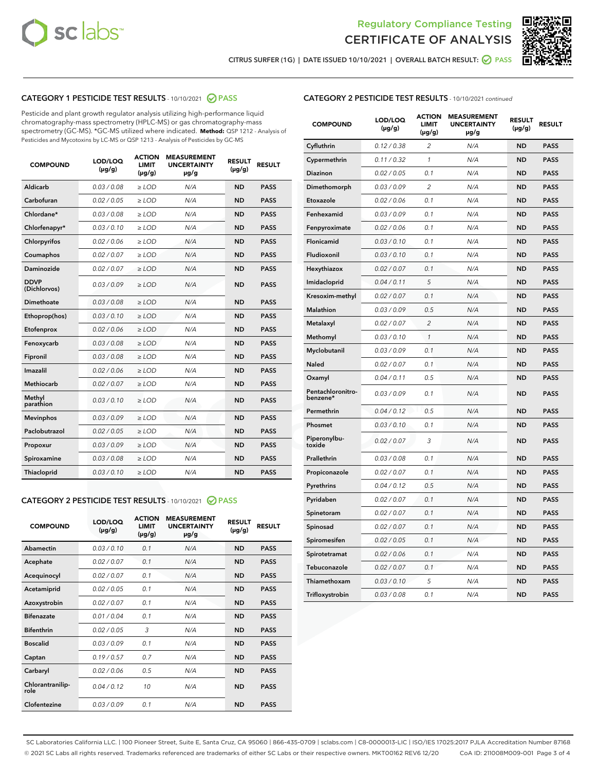Regulatory Compliance Testing

# CERTIFICATE OF ANALYSIS

CITRUS SURFER (1G) | DATE ISSUED 10/10/2021 | OVERALL BATCH RESULT: PASS

## CATEGORY 1 PESTICIDE TEST RESULTS - 10/10/2021 PASS

Pesticide and plant growth regulator analysis utilizing high-performance liquid chromatography-mass spectrometry (HPLC-MS) or gas chromatography-mass spectrometry (GC-MS). *GC-MS utilized where indicated. **Method:** QSP 1212 - Analysis of Pesticides and Mycotoxins by LC-MS or QSP 1213 - Analysis of Pesticides by GC-MS

| COMPOUND | LOD/LOQ (µg/g) | ACTION LIMIT (µg/g) | MEASUREMENT UNCERTAINTY µg/g | RESULT (µg/g) | RESULT |
|---|---|---|---|---|---|
| Aldicarb | 0.03 / 0.08 | ≥ LOD | N/A | ND | PASS |
| Carbofuran | 0.02 / 0.05 | ≥ LOD | N/A | ND | PASS |
| Chlordane* | 0.03 / 0.08 | ≥ LOD | N/A | ND | PASS |
| Chlorfenapyr* | 0.03 / 0.10 | ≥ LOD | N/A | ND | PASS |
| Chlorpyrifos | 0.02 / 0.06 | ≥ LOD | N/A | ND | PASS |
| Coumaphos | 0.02 / 0.07 | ≥ LOD | N/A | ND | PASS |
| Daminozide | 0.02 / 0.07 | ≥ LOD | N/A | ND | PASS |
| DDVP (Dichlorvos) | 0.03 / 0.09 | ≥ LOD | N/A | ND | PASS |
| Dimethoate | 0.03 / 0.08 | ≥ LOD | N/A | ND | PASS |
| Ethoprop(hos) | 0.03 / 0.10 | ≥ LOD | N/A | ND | PASS |
| Etofenprox | 0.02 / 0.06 | ≥ LOD | N/A | ND | PASS |
| Fenoxycarb | 0.03 / 0.08 | ≥ LOD | N/A | ND | PASS |
| Fipronil | 0.03 / 0.08 | ≥ LOD | N/A | ND | PASS |
| Imazalil | 0.02 / 0.06 | ≥ LOD | N/A | ND | PASS |
| Methiocarb | 0.02 / 0.07 | ≥ LOD | N/A | ND | PASS |
| Methyl parathion | 0.03 / 0.10 | ≥ LOD | N/A | ND | PASS |
| Mevinphos | 0.03 / 0.09 | ≥ LOD | N/A | ND | PASS |
| Paclobutrazol | 0.02 / 0.05 | ≥ LOD | N/A | ND | PASS |
| Propoxur | 0.03 / 0.09 | ≥ LOD | N/A | ND | PASS |
| Spiroxamine | 0.03 / 0.08 | ≥ LOD | N/A | ND | PASS |
| Thiacloprid | 0.03 / 0.10 | ≥ LOD | N/A | ND | PASS |

## CATEGORY 2 PESTICIDE TEST RESULTS - 10/10/2021 PASS

| COMPOUND | LOD/LOQ (µg/g) | ACTION LIMIT (µg/g) | MEASUREMENT UNCERTAINTY µg/g | RESULT (µg/g) | RESULT |
|---|---|---|---|---|---|
| Abamectin | 0.03 / 0.10 | 0.1 | N/A | ND | PASS |
| Acephate | 0.02 / 0.07 | 0.1 | N/A | ND | PASS |
| Acequinocyl | 0.02 / 0.07 | 0.1 | N/A | ND | PASS |
| Acetamiprid | 0.02 / 0.05 | 0.1 | N/A | ND | PASS |
| Azoxystrobin | 0.02 / 0.07 | 0.1 | N/A | ND | PASS |
| Bifenazate | 0.01 / 0.04 | 0.1 | N/A | ND | PASS |
| Bifenthrin | 0.02 / 0.05 | 3 | N/A | ND | PASS |
| Boscalid | 0.03 / 0.09 | 0.1 | N/A | ND | PASS |
| Captan | 0.19 / 0.57 | 0.7 | N/A | ND | PASS |
| Carbaryl | 0.02 / 0.06 | 0.5 | N/A | ND | PASS |
| Chlorantraniliprole | 0.04 / 0.12 | 10 | N/A | ND | PASS |
| Clofentezine | 0.03 / 0.09 | 0.1 | N/A | ND | PASS |
| Cyfluthrin | 0.12 / 0.38 | 2 | N/A | ND | PASS |
| Cypermethrin | 0.11 / 0.32 | 1 | N/A | ND | PASS |
| Diazinon | 0.02 / 0.05 | 0.1 | N/A | ND | PASS |
| Dimethomorph | 0.03 / 0.09 | 2 | N/A | ND | PASS |
| Etoxazole | 0.02 / 0.06 | 0.1 | N/A | ND | PASS |
| Fenhexamid | 0.03 / 0.09 | 0.1 | N/A | ND | PASS |
| Fenpyroximate | 0.02 / 0.06 | 0.1 | N/A | ND | PASS |
| Flonicamid | 0.03 / 0.10 | 0.1 | N/A | ND | PASS |
| Fludioxonil | 0.03 / 0.10 | 0.1 | N/A | ND | PASS |
| Hexythiazox | 0.02 / 0.07 | 0.1 | N/A | ND | PASS |
| Imidacloprid | 0.04 / 0.11 | 5 | N/A | ND | PASS |
| Kresoxim-methyl | 0.02 / 0.07 | 0.1 | N/A | ND | PASS |
| Malathion | 0.03 / 0.09 | 0.5 | N/A | ND | PASS |
| Metalaxyl | 0.02 / 0.07 | 2 | N/A | ND | PASS |
| Methomyl | 0.03 / 0.10 | 1 | N/A | ND | PASS |
| Myclobutanil | 0.03 / 0.09 | 0.1 | N/A | ND | PASS |
| Naled | 0.02 / 0.07 | 0.1 | N/A | ND | PASS |
| Oxamyl | 0.04 / 0.11 | 0.5 | N/A | ND | PASS |
| Pentachloronitrobenzene* | 0.03 / 0.09 | 0.1 | N/A | ND | PASS |
| Permethrin | 0.04 / 0.12 | 0.5 | N/A | ND | PASS |
| Phosmet | 0.03 / 0.10 | 0.1 | N/A | ND | PASS |
| Piperonylbutoxide | 0.02 / 0.07 | 3 | N/A | ND | PASS |
| Prallethrin | 0.03 / 0.08 | 0.1 | N/A | ND | PASS |
| Propiconazole | 0.02 / 0.07 | 0.1 | N/A | ND | PASS |
| Pyrethrins | 0.04 / 0.12 | 0.5 | N/A | ND | PASS |
| Pyridaben | 0.02 / 0.07 | 0.1 | N/A | ND | PASS |
| Spinetoram | 0.02 / 0.07 | 0.1 | N/A | ND | PASS |
| Spinosad | 0.02 / 0.07 | 0.1 | N/A | ND | PASS |
| Spiromesifen | 0.02 / 0.05 | 0.1 | N/A | ND | PASS |
| Spirotetramat | 0.02 / 0.06 | 0.1 | N/A | ND | PASS |
| Tebuconazole | 0.02 / 0.07 | 0.1 | N/A | ND | PASS |
| Thiamethoxam | 0.03 / 0.10 | 5 | N/A | ND | PASS |
| Trifloxystrobin | 0.03 / 0.08 | 0.1 | N/A | ND | PASS |

SC Laboratories California LLC. | 100 Pioneer Street, Suite E, Santa Cruz, CA 95060 | 866-435-0709 | sclabs.com | C8-0000013-LIC | ISO/IES 17025:2017 PJLA Accreditation Number 87168
© 2021 SC Labs all rights reserved. Trademarks referenced are trademarks of either SC Labs or their respective owners. MKT00162 REV6 12/20 CoA ID: 211008M009-001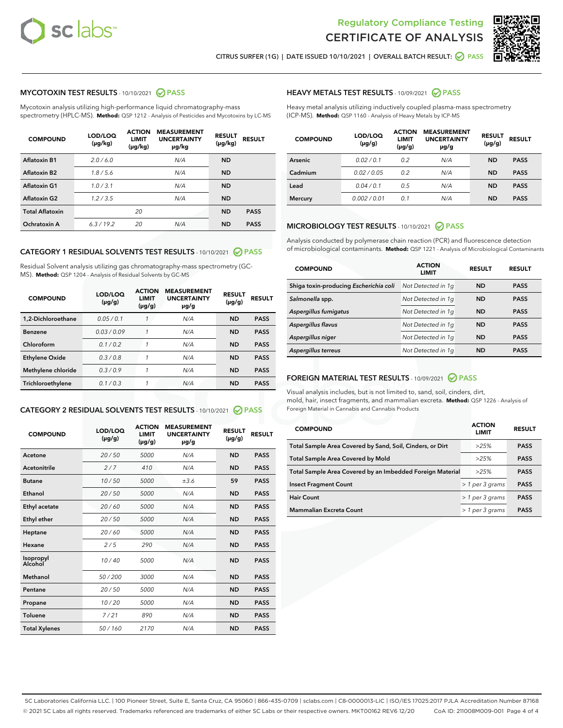Regulatory Compliance Testing

# CERTIFICATE OF ANALYSIS

CITRUS SURFER (1G) | DATE ISSUED 10/10/2021 | OVERALL BATCH RESULT: PASS

## MYCOTOXIN TEST RESULTS - 10/10/2021 PASS

Mycotoxin analysis utilizing high-performance liquid chromatography-mass spectrometry (HPLC-MS). **Method:** QSP 1212 - Analysis of Pesticides and Mycotoxins by LC-MS

| COMPOUND | LOD/LOQ (µg/kg) | ACTION LIMIT (µg/kg) | MEASUREMENT UNCERTAINTY µg/kg | RESULT (µg/kg) | RESULT |
|---|---|---|---|---|---|
| Aflatoxin B1 | 2.0 / 6.0 | | N/A | ND | |
| Aflatoxin B2 | 1.8 / 5.6 | | N/A | ND | |
| Aflatoxin G1 | 1.0 / 3.1 | | N/A | ND | |
| Aflatoxin G2 | 1.2 / 3.5 | | N/A | ND | |
| Total Aflatoxin | | 20 | | ND | PASS |
| Ochratoxin A | 6.3 / 19.2 | 20 | N/A | ND | PASS |

## CATEGORY 1 RESIDUAL SOLVENTS TEST RESULTS - 10/10/2021 PASS

Residual Solvent analysis utilizing gas chromatography-mass spectrometry (GC-MS). **Method:** QSP 1204 - Analysis of Residual Solvents by GC-MS

| COMPOUND | LOD/LOQ (µg/g) | ACTION LIMIT (µg/g) | MEASUREMENT UNCERTAINTY µg/g | RESULT (µg/g) | RESULT |
|---|---|---|---|---|---|
| 1,2-Dichloroethane | 0.05 / 0.1 | 1 | N/A | ND | PASS |
| Benzene | 0.03 / 0.09 | 1 | N/A | ND | PASS |
| Chloroform | 0.1 / 0.2 | 1 | N/A | ND | PASS |
| Ethylene Oxide | 0.3 / 0.8 | 1 | N/A | ND | PASS |
| Methylene chloride | 0.3 / 0.9 | 1 | N/A | ND | PASS |
| Trichloroethylene | 0.1 / 0.3 | 1 | N/A | ND | PASS |

## CATEGORY 2 RESIDUAL SOLVENTS TEST RESULTS - 10/10/2021 PASS

| COMPOUND | LOD/LOQ (µg/g) | ACTION LIMIT (µg/g) | MEASUREMENT UNCERTAINTY µg/g | RESULT (µg/g) | RESULT |
|---|---|---|---|---|---|
| Acetone | 20 / 50 | 5000 | N/A | ND | PASS |
| Acetonitrile | 2 / 7 | 410 | N/A | ND | PASS |
| Butane | 10 / 50 | 5000 | ±3.6 | 59 | PASS |
| Ethanol | 20 / 50 | 5000 | N/A | ND | PASS |
| Ethyl acetate | 20 / 60 | 5000 | N/A | ND | PASS |
| Ethyl ether | 20 / 50 | 5000 | N/A | ND | PASS |
| Heptane | 20 / 60 | 5000 | N/A | ND | PASS |
| Hexane | 2 / 5 | 290 | N/A | ND | PASS |
| Isopropyl Alcohol | 10 / 40 | 5000 | N/A | ND | PASS |
| Methanol | 50 / 200 | 3000 | N/A | ND | PASS |
| Pentane | 20 / 50 | 5000 | N/A | ND | PASS |
| Propane | 10 / 20 | 5000 | N/A | ND | PASS |
| Toluene | 7 / 21 | 890 | N/A | ND | PASS |
| Total Xylenes | 50 / 160 | 2170 | N/A | ND | PASS |

## HEAVY METALS TEST RESULTS - 10/09/2021 PASS

Heavy metal analysis utilizing inductively coupled plasma-mass spectrometry (ICP-MS). **Method:** QSP 1160 - Analysis of Heavy Metals by ICP-MS

| COMPOUND | LOD/LOQ (µg/g) | ACTION LIMIT (µg/g) | MEASUREMENT UNCERTAINTY µg/g | RESULT (µg/g) | RESULT |
|---|---|---|---|---|---|
| Arsenic | 0.02 / 0.1 | 0.2 | N/A | ND | PASS |
| Cadmium | 0.02 / 0.05 | 0.2 | N/A | ND | PASS |
| Lead | 0.04 / 0.1 | 0.5 | N/A | ND | PASS |
| Mercury | 0.002 / 0.01 | 0.1 | N/A | ND | PASS |

## MICROBIOLOGY TEST RESULTS - 10/10/2021 PASS

Analysis conducted by polymerase chain reaction (PCR) and fluorescence detection of microbiological contaminants. **Method:** QSP 1221 - Analysis of Microbiological Contaminants

| COMPOUND | ACTION LIMIT | RESULT | RESULT |
|---|---|---|---|
| Shiga toxin-producing *Escherichia coli* | Not Detected in 1g | ND | PASS |
| *Salmonella* spp. | Not Detected in 1g | ND | PASS |
| *Aspergillus fumigatus* | Not Detected in 1g | ND | PASS |
| *Aspergillus flavus* | Not Detected in 1g | ND | PASS |
| *Aspergillus niger* | Not Detected in 1g | ND | PASS |
| *Aspergillus terreus* | Not Detected in 1g | ND | PASS |

## FOREIGN MATERIAL TEST RESULTS - 10/09/2021 PASS

Visual analysis includes, but is not limited to, sand, soil, cinders, dirt, mold, hair, insect fragments, and mammalian excreta. **Method:** QSP 1226 - Analysis of Foreign Material in Cannabis and Cannabis Products

| COMPOUND | ACTION LIMIT | RESULT |
|---|---|---|
| Total Sample Area Covered by Sand, Soil, Cinders, or Dirt | >25% | PASS |
| Total Sample Area Covered by Mold | >25% | PASS |
| Total Sample Area Covered by an Imbedded Foreign Material | >25% | PASS |
| Insect Fragment Count | > 1 per 3 grams | PASS |
| Hair Count | > 1 per 3 grams | PASS |
| Mammalian Excreta Count | > 1 per 3 grams | PASS |

SC Laboratories California LLC. | 100 Pioneer Street, Suite E, Santa Cruz, CA 95060 | 866-435-0709 | sclabs.com | C8-0000013-LIC | ISO/IES 17025:2017 PJLA Accreditation Number 87168
© 2021 SC Labs all rights reserved. Trademarks referenced are trademarks of either SC Labs or their respective owners. MKT00162 REV6 12/20 CoA ID: 211008M009-001